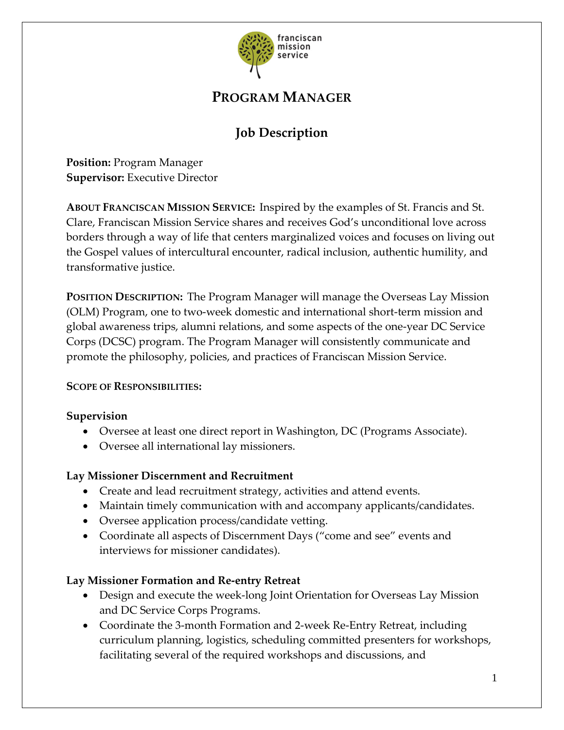# Program Manager

## Job Description

**Position:** Program Manager
**Supervisor:** Executive Director

**About Franciscan Mission Service:** Inspired by the examples of St. Francis and St. Clare, Franciscan Mission Service shares and receives God's unconditional love across borders through a way of life that centers marginalized voices and focuses on living out the Gospel values of intercultural encounter, radical inclusion, authentic humility, and transformative justice.

**Position Description:** The Program Manager will manage the Overseas Lay Mission (OLM) Program, one to two-week domestic and international short-term mission and global awareness trips, alumni relations, and some aspects of the one-year DC Service Corps (DCSC) program. The Program Manager will consistently communicate and promote the philosophy, policies, and practices of Franciscan Mission Service.

**Scope of Responsibilities:**

### Supervision

- Oversee at least one direct report in Washington, DC (Programs Associate).
- Oversee all international lay missioners.

### Lay Missioner Discernment and Recruitment

- Create and lead recruitment strategy, activities and attend events.
- Maintain timely communication with and accompany applicants/candidates.
- Oversee application process/candidate vetting.
- Coordinate all aspects of Discernment Days ("come and see" events and interviews for missioner candidates).

### Lay Missioner Formation and Re-entry Retreat

- Design and execute the week-long Joint Orientation for Overseas Lay Mission and DC Service Corps Programs.
- Coordinate the 3-month Formation and 2-week Re-Entry Retreat, including curriculum planning, logistics, scheduling committed presenters for workshops, facilitating several of the required workshops and discussions, and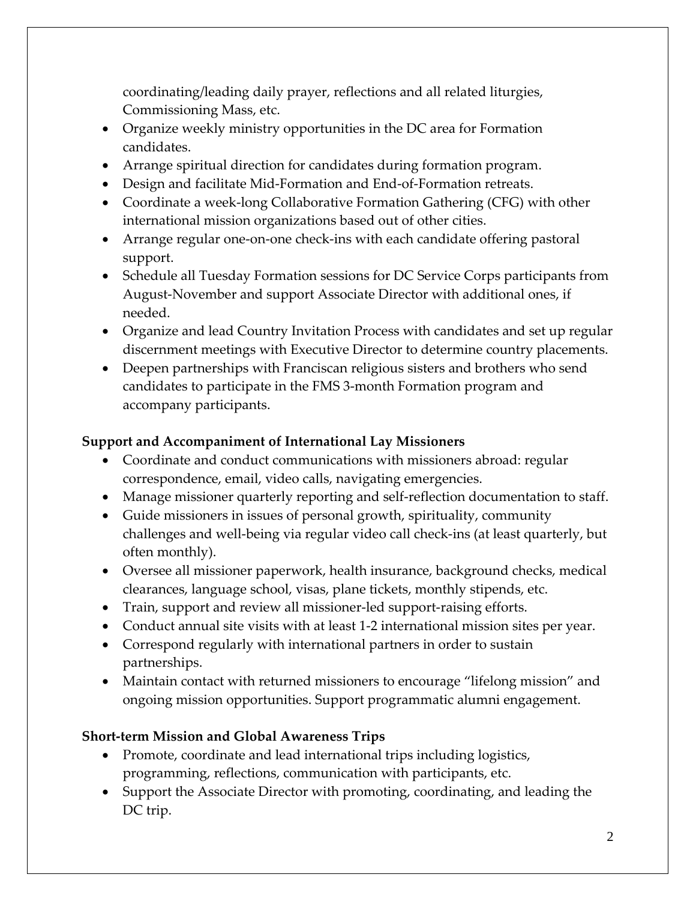coordinating/leading daily prayer, reflections and all related liturgies, Commissioning Mass, etc.

- Organize weekly ministry opportunities in the DC area for Formation candidates.
- Arrange spiritual direction for candidates during formation program.
- Design and facilitate Mid-Formation and End-of-Formation retreats.
- Coordinate a week-long Collaborative Formation Gathering (CFG) with other international mission organizations based out of other cities.
- Arrange regular one-on-one check-ins with each candidate offering pastoral support.
- Schedule all Tuesday Formation sessions for DC Service Corps participants from August-November and support Associate Director with additional ones, if needed.
- Organize and lead Country Invitation Process with candidates and set up regular discernment meetings with Executive Director to determine country placements.
- Deepen partnerships with Franciscan religious sisters and brothers who send candidates to participate in the FMS 3-month Formation program and accompany participants.

**Support and Accompaniment of International Lay Missioners**

- Coordinate and conduct communications with missioners abroad: regular correspondence, email, video calls, navigating emergencies.
- Manage missioner quarterly reporting and self-reflection documentation to staff.
- Guide missioners in issues of personal growth, spirituality, community challenges and well-being via regular video call check-ins (at least quarterly, but often monthly).
- Oversee all missioner paperwork, health insurance, background checks, medical clearances, language school, visas, plane tickets, monthly stipends, etc.
- Train, support and review all missioner-led support-raising efforts.
- Conduct annual site visits with at least 1-2 international mission sites per year.
- Correspond regularly with international partners in order to sustain partnerships.
- Maintain contact with returned missioners to encourage "lifelong mission" and ongoing mission opportunities. Support programmatic alumni engagement.

**Short-term Mission and Global Awareness Trips**

- Promote, coordinate and lead international trips including logistics, programming, reflections, communication with participants, etc.
- Support the Associate Director with promoting, coordinating, and leading the DC trip.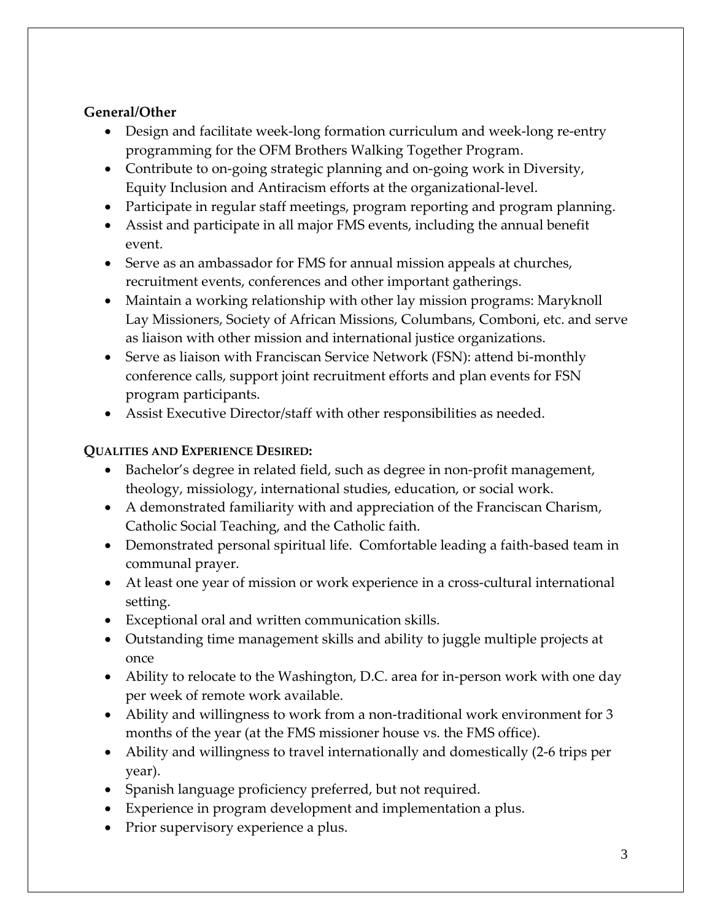**General/Other**

- Design and facilitate week-long formation curriculum and week-long re-entry programming for the OFM Brothers Walking Together Program.
- Contribute to on-going strategic planning and on-going work in Diversity, Equity Inclusion and Antiracism efforts at the organizational-level.
- Participate in regular staff meetings, program reporting and program planning.
- Assist and participate in all major FMS events, including the annual benefit event.
- Serve as an ambassador for FMS for annual mission appeals at churches, recruitment events, conferences and other important gatherings.
- Maintain a working relationship with other lay mission programs: Maryknoll Lay Missioners, Society of African Missions, Columbans, Comboni, etc. and serve as liaison with other mission and international justice organizations.
- Serve as liaison with Franciscan Service Network (FSN): attend bi-monthly conference calls, support joint recruitment efforts and plan events for FSN program participants.
- Assist Executive Director/staff with other responsibilities as needed.

**QUALITIES AND EXPERIENCE DESIRED:**

- Bachelor's degree in related field, such as degree in non-profit management, theology, missiology, international studies, education, or social work.
- A demonstrated familiarity with and appreciation of the Franciscan Charism, Catholic Social Teaching, and the Catholic faith.
- Demonstrated personal spiritual life. Comfortable leading a faith-based team in communal prayer.
- At least one year of mission or work experience in a cross-cultural international setting.
- Exceptional oral and written communication skills.
- Outstanding time management skills and ability to juggle multiple projects at once
- Ability to relocate to the Washington, D.C. area for in-person work with one day per week of remote work available.
- Ability and willingness to work from a non-traditional work environment for 3 months of the year (at the FMS missioner house vs. the FMS office).
- Ability and willingness to travel internationally and domestically (2-6 trips per year).
- Spanish language proficiency preferred, but not required.
- Experience in program development and implementation a plus.
- Prior supervisory experience a plus.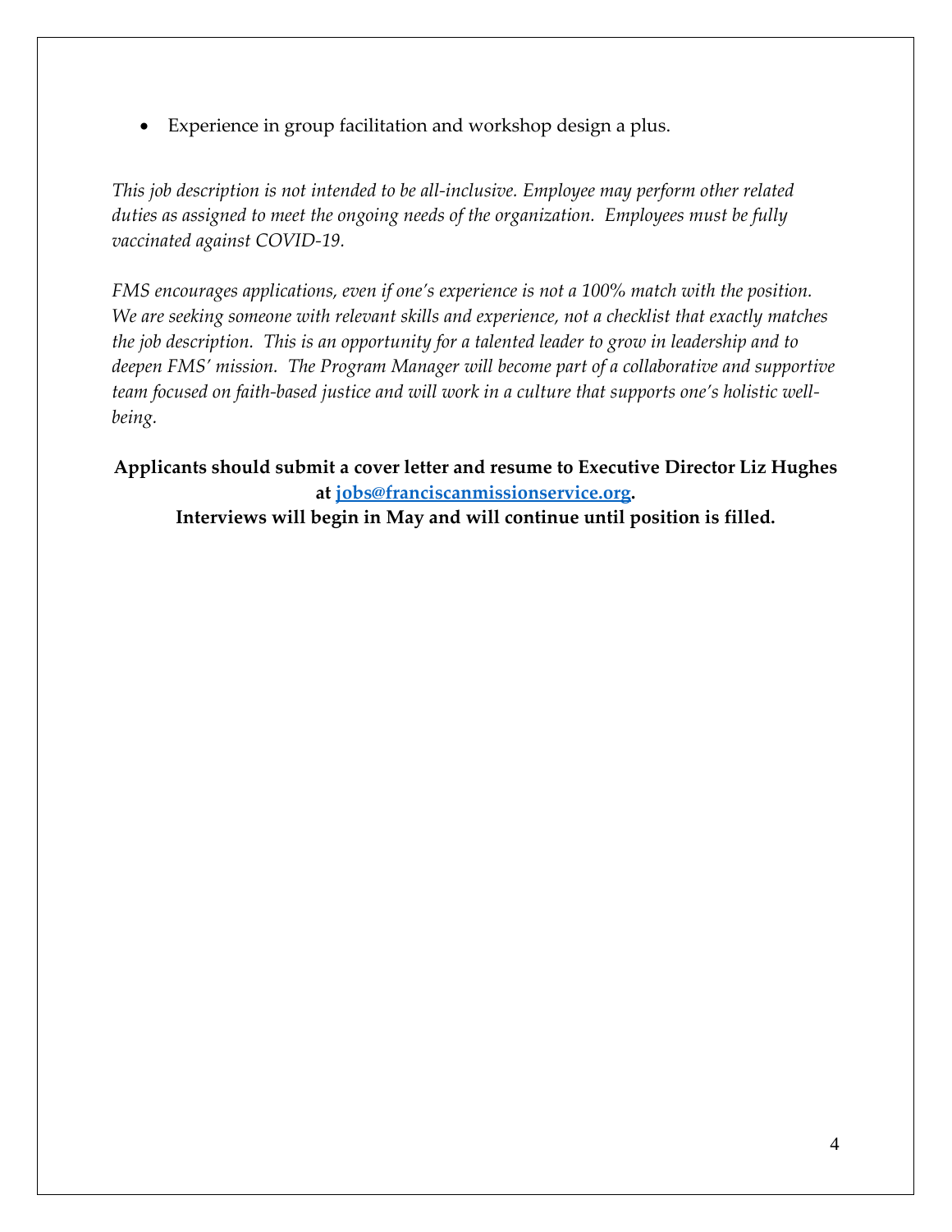- Experience in group facilitation and workshop design a plus.

*This job description is not intended to be all-inclusive. Employee may perform other related duties as assigned to meet the ongoing needs of the organization. Employees must be fully vaccinated against COVID-19.*

*FMS encourages applications, even if one's experience is not a 100% match with the position. We are seeking someone with relevant skills and experience, not a checklist that exactly matches the job description. This is an opportunity for a talented leader to grow in leadership and to deepen FMS' mission. The Program Manager will become part of a collaborative and supportive team focused on faith-based justice and will work in a culture that supports one's holistic well-being.*

**Applicants should submit a cover letter and resume to Executive Director Liz Hughes at [jobs@franciscanmissionservice.org](mailto:jobs@franciscanmissionservice.org).**

**Interviews will begin in May and will continue until position is filled.**